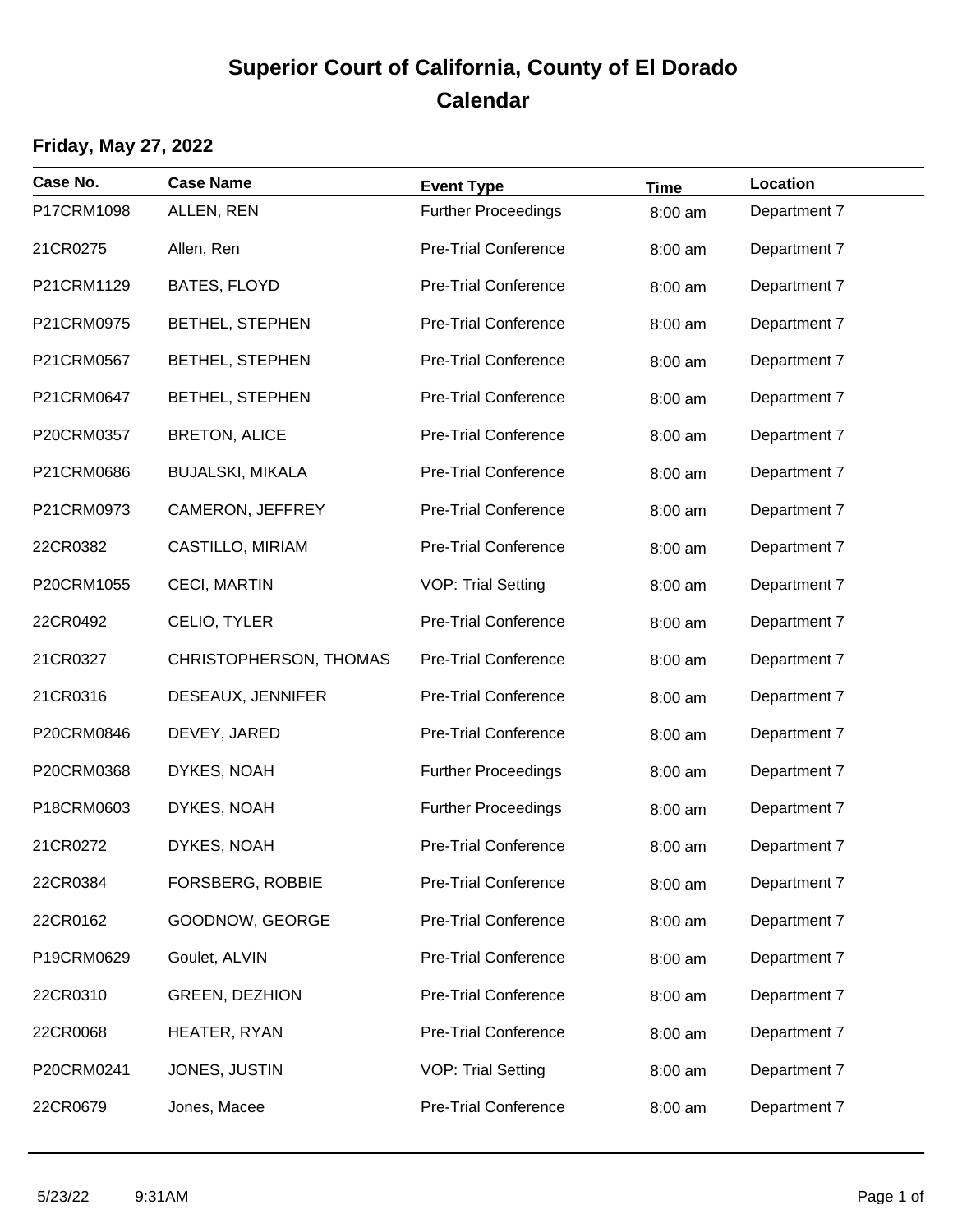# Superior Court of California, County of El Dorado
## Calendar

### Friday, May 27, 2022

| Case No. | Case Name | Event Type | Time | Location |
|---|---|---|---|---|
| P17CRM1098 | ALLEN, REN | Further Proceedings | 8:00 am | Department 7 |
| 21CR0275 | Allen, Ren | Pre-Trial Conference | 8:00 am | Department 7 |
| P21CRM1129 | BATES, FLOYD | Pre-Trial Conference | 8:00 am | Department 7 |
| P21CRM0975 | BETHEL, STEPHEN | Pre-Trial Conference | 8:00 am | Department 7 |
| P21CRM0567 | BETHEL, STEPHEN | Pre-Trial Conference | 8:00 am | Department 7 |
| P21CRM0647 | BETHEL, STEPHEN | Pre-Trial Conference | 8:00 am | Department 7 |
| P20CRM0357 | BRETON, ALICE | Pre-Trial Conference | 8:00 am | Department 7 |
| P21CRM0686 | BUJALSKI, MIKALA | Pre-Trial Conference | 8:00 am | Department 7 |
| P21CRM0973 | CAMERON, JEFFREY | Pre-Trial Conference | 8:00 am | Department 7 |
| 22CR0382 | CASTILLO, MIRIAM | Pre-Trial Conference | 8:00 am | Department 7 |
| P20CRM1055 | CECI, MARTIN | VOP: Trial Setting | 8:00 am | Department 7 |
| 22CR0492 | CELIO, TYLER | Pre-Trial Conference | 8:00 am | Department 7 |
| 21CR0327 | CHRISTOPHERSON, THOMAS | Pre-Trial Conference | 8:00 am | Department 7 |
| 21CR0316 | DESEAUX, JENNIFER | Pre-Trial Conference | 8:00 am | Department 7 |
| P20CRM0846 | DEVEY, JARED | Pre-Trial Conference | 8:00 am | Department 7 |
| P20CRM0368 | DYKES, NOAH | Further Proceedings | 8:00 am | Department 7 |
| P18CRM0603 | DYKES, NOAH | Further Proceedings | 8:00 am | Department 7 |
| 21CR0272 | DYKES, NOAH | Pre-Trial Conference | 8:00 am | Department 7 |
| 22CR0384 | FORSBERG, ROBBIE | Pre-Trial Conference | 8:00 am | Department 7 |
| 22CR0162 | GOODNOW, GEORGE | Pre-Trial Conference | 8:00 am | Department 7 |
| P19CRM0629 | Goulet, ALVIN | Pre-Trial Conference | 8:00 am | Department 7 |
| 22CR0310 | GREEN, DEZHION | Pre-Trial Conference | 8:00 am | Department 7 |
| 22CR0068 | HEATER, RYAN | Pre-Trial Conference | 8:00 am | Department 7 |
| P20CRM0241 | JONES, JUSTIN | VOP: Trial Setting | 8:00 am | Department 7 |
| 22CR0679 | Jones, Macee | Pre-Trial Conference | 8:00 am | Department 7 |

5/23/22 9:31AM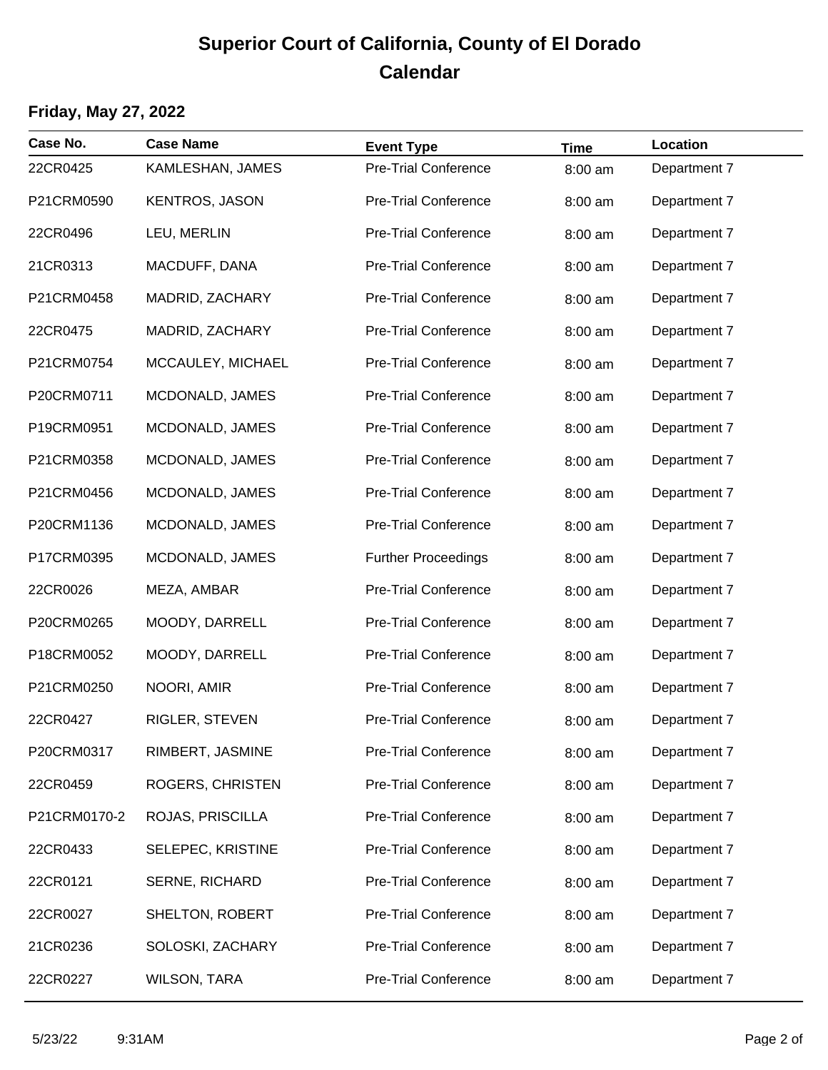# Superior Court of California, County of El Dorado
## Calendar

### Friday, May 27, 2022

| Case No. | Case Name | Event Type | Time | Location |
|---|---|---|---|---|
| 22CR0425 | KAMLESHAN, JAMES | Pre-Trial Conference | 8:00 am | Department 7 |
| P21CRM0590 | KENTROS, JASON | Pre-Trial Conference | 8:00 am | Department 7 |
| 22CR0496 | LEU, MERLIN | Pre-Trial Conference | 8:00 am | Department 7 |
| 21CR0313 | MACDUFF, DANA | Pre-Trial Conference | 8:00 am | Department 7 |
| P21CRM0458 | MADRID, ZACHARY | Pre-Trial Conference | 8:00 am | Department 7 |
| 22CR0475 | MADRID, ZACHARY | Pre-Trial Conference | 8:00 am | Department 7 |
| P21CRM0754 | MCCAULEY, MICHAEL | Pre-Trial Conference | 8:00 am | Department 7 |
| P20CRM0711 | MCDONALD, JAMES | Pre-Trial Conference | 8:00 am | Department 7 |
| P19CRM0951 | MCDONALD, JAMES | Pre-Trial Conference | 8:00 am | Department 7 |
| P21CRM0358 | MCDONALD, JAMES | Pre-Trial Conference | 8:00 am | Department 7 |
| P21CRM0456 | MCDONALD, JAMES | Pre-Trial Conference | 8:00 am | Department 7 |
| P20CRM1136 | MCDONALD, JAMES | Pre-Trial Conference | 8:00 am | Department 7 |
| P17CRM0395 | MCDONALD, JAMES | Further Proceedings | 8:00 am | Department 7 |
| 22CR0026 | MEZA, AMBAR | Pre-Trial Conference | 8:00 am | Department 7 |
| P20CRM0265 | MOODY, DARRELL | Pre-Trial Conference | 8:00 am | Department 7 |
| P18CRM0052 | MOODY, DARRELL | Pre-Trial Conference | 8:00 am | Department 7 |
| P21CRM0250 | NOORI, AMIR | Pre-Trial Conference | 8:00 am | Department 7 |
| 22CR0427 | RIGLER, STEVEN | Pre-Trial Conference | 8:00 am | Department 7 |
| P20CRM0317 | RIMBERT, JASMINE | Pre-Trial Conference | 8:00 am | Department 7 |
| 22CR0459 | ROGERS, CHRISTEN | Pre-Trial Conference | 8:00 am | Department 7 |
| P21CRM0170-2 | ROJAS, PRISCILLA | Pre-Trial Conference | 8:00 am | Department 7 |
| 22CR0433 | SELEPEC, KRISTINE | Pre-Trial Conference | 8:00 am | Department 7 |
| 22CR0121 | SERNE, RICHARD | Pre-Trial Conference | 8:00 am | Department 7 |
| 22CR0027 | SHELTON, ROBERT | Pre-Trial Conference | 8:00 am | Department 7 |
| 21CR0236 | SOLOSKI, ZACHARY | Pre-Trial Conference | 8:00 am | Department 7 |
| 22CR0227 | WILSON, TARA | Pre-Trial Conference | 8:00 am | Department 7 |

5/23/22 9:31AM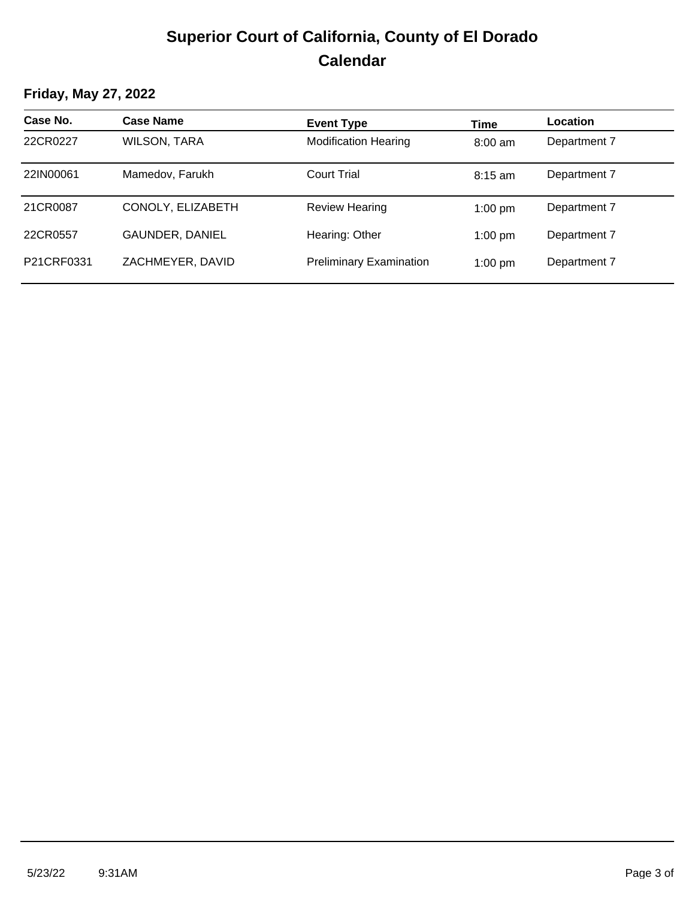# Superior Court of California, County of El Dorado

## Calendar

### Friday, May 27, 2022

| Case No. | Case Name | Event Type | Time | Location |
|---|---|---|---|---|
| 22CR0227 | WILSON, TARA | Modification Hearing | 8:00 am | Department 7 |
| 22IN00061 | Mamedov, Farukh | Court Trial | 8:15 am | Department 7 |
| 21CR0087 | CONOLY, ELIZABETH | Review Hearing | 1:00 pm | Department 7 |
| 22CR0557 | GAUNDER, DANIEL | Hearing: Other | 1:00 pm | Department 7 |
| P21CRF0331 | ZACHMEYER, DAVID | Preliminary Examination | 1:00 pm | Department 7 |

5/23/22 9:31AM